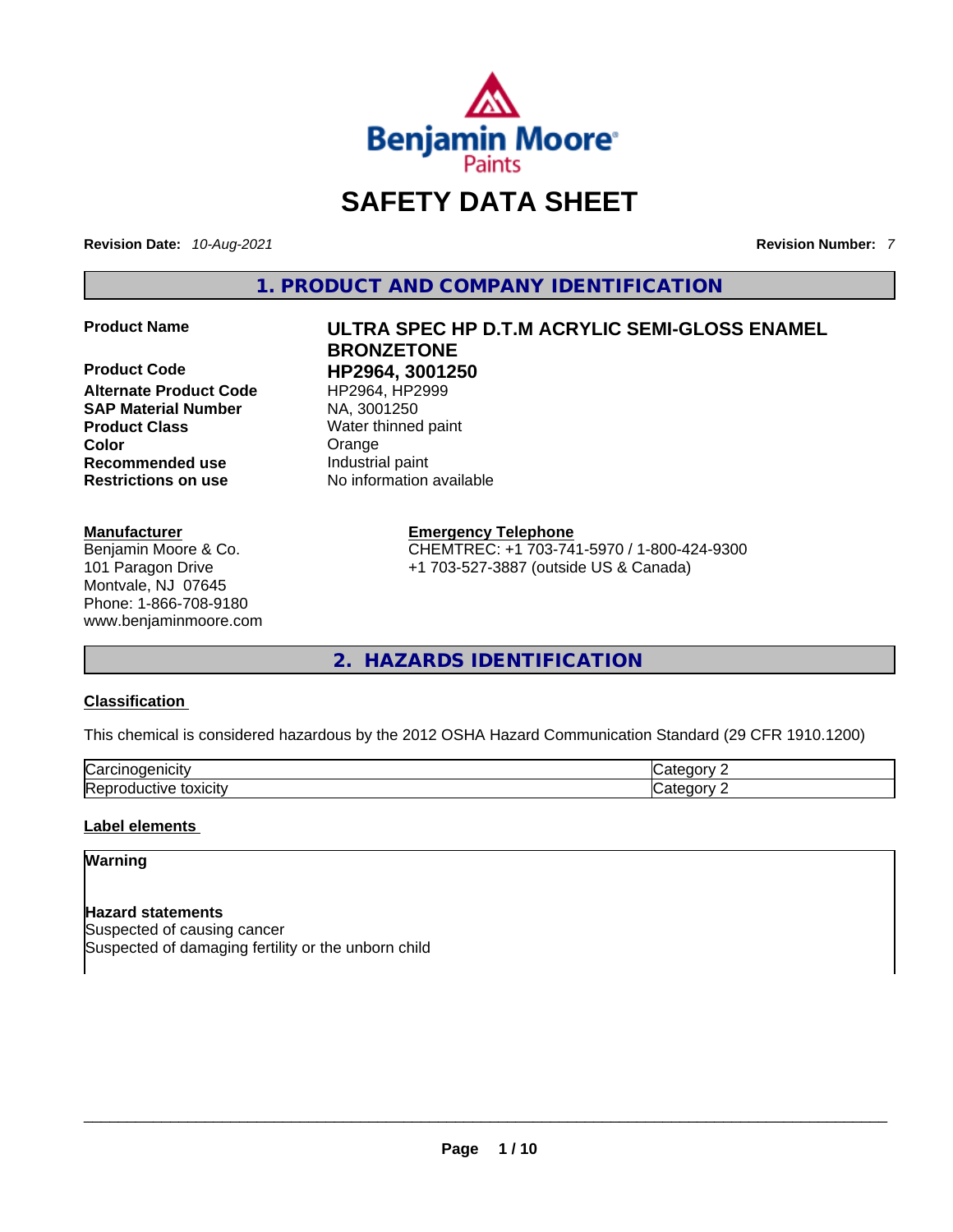# SAFETY DATA SHEET

**Revision Date:** *10-Aug-2021* **Revision Number:** *7*

## 1. PRODUCT AND COMPANY IDENTIFICATION

| | |
|---|---|
| **Product Name** | **ULTRA SPEC HP D.T.M ACRYLIC SEMI-GLOSS ENAMEL BRONZETONE** |
| **Product Code** | **HP2964, 3001250** |
| **Alternate Product Code** | HP2964, HP2999 |
| **SAP Material Number** | NA, 3001250 |
| **Product Class** | Water thinned paint |
| **Color** | Orange |
| **Recommended use** | Industrial paint |
| **Restrictions on use** | No information available |

**Manufacturer**
Benjamin Moore & Co.
101 Paragon Drive
Montvale, NJ 07645
Phone: 1-866-708-9180
www.benjaminmoore.com

**Emergency Telephone**
CHEMTREC: +1 703-741-5970 / 1-800-424-9300
+1 703-527-3887 (outside US & Canada)

## 2. HAZARDS IDENTIFICATION

**Classification**

This chemical is considered hazardous by the 2012 OSHA Hazard Communication Standard (29 CFR 1910.1200)

| | |
|---|---|
| Carcinogenicity | Category 2 |
| Reproductive toxicity | Category 2 |

**Label elements**

**Warning**

**Hazard statements**
Suspected of causing cancer
Suspected of damaging fertility or the unborn child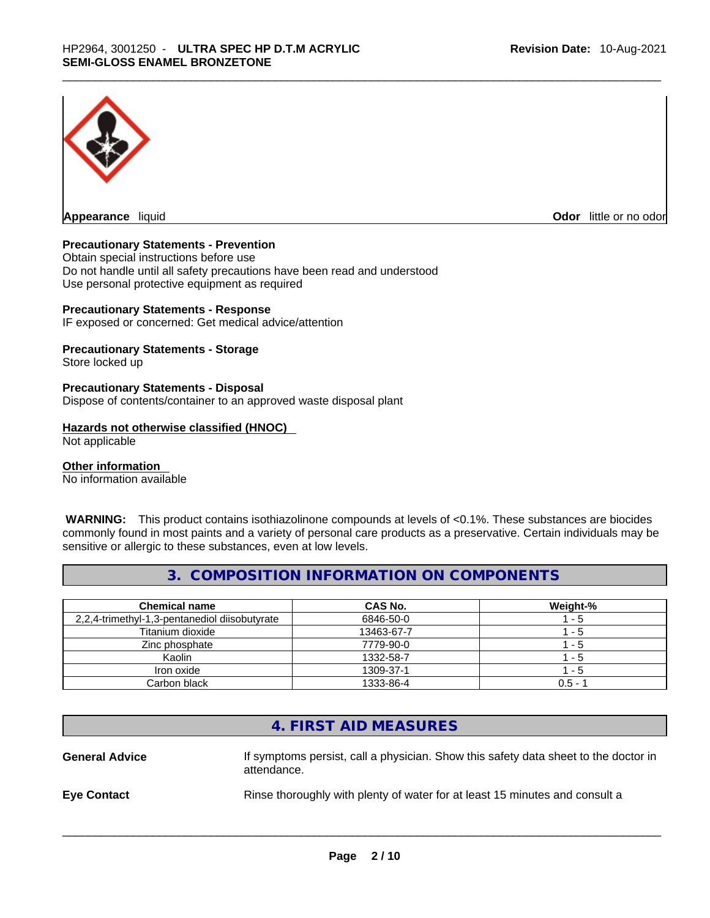**Appearance** liquid **Odor** little or no odor

**Precautionary Statements - Prevention**
Obtain special instructions before use
Do not handle until all safety precautions have been read and understood
Use personal protective equipment as required

**Precautionary Statements - Response**
IF exposed or concerned: Get medical advice/attention

**Precautionary Statements - Storage**
Store locked up

**Precautionary Statements - Disposal**
Dispose of contents/container to an approved waste disposal plant

**Hazards not otherwise classified (HNOC)**
Not applicable

**Other information**
No information available

**WARNING:** This product contains isothiazolinone compounds at levels of <0.1%. These substances are biocides commonly found in most paints and a variety of personal care products as a preservative. Certain individuals may be sensitive or allergic to these substances, even at low levels.

## 3. COMPOSITION INFORMATION ON COMPONENTS

| Chemical name | CAS No. | Weight-% |
|---|---|---|
| 2,2,4-trimethyl-1,3-pentanediol diisobutyrate | 6846-50-0 | 1 - 5 |
| Titanium dioxide | 13463-67-7 | 1 - 5 |
| Zinc phosphate | 7779-90-0 | 1 - 5 |
| Kaolin | 1332-58-7 | 1 - 5 |
| Iron oxide | 1309-37-1 | 1 - 5 |
| Carbon black | 1333-86-4 | 0.5 - 1 |

## 4. FIRST AID MEASURES

**General Advice** If symptoms persist, call a physician. Show this safety data sheet to the doctor in attendance.

**Eye Contact** Rinse thoroughly with plenty of water for at least 15 minutes and consult a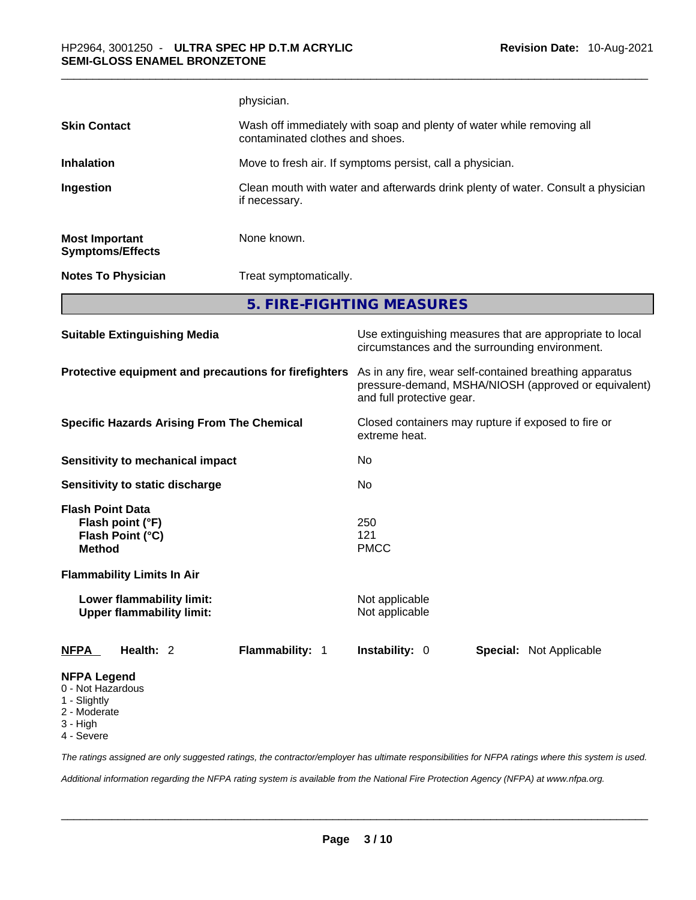| | |
|---|---|
| | physician. |
| **Skin Contact** | Wash off immediately with soap and plenty of water while removing all contaminated clothes and shoes. |
| **Inhalation** | Move to fresh air. If symptoms persist, call a physician. |
| **Ingestion** | Clean mouth with water and afterwards drink plenty of water. Consult a physician if necessary. |
| **Most Important Symptoms/Effects** | None known. |
| **Notes To Physician** | Treat symptomatically. |

## 5. FIRE-FIGHTING MEASURES

| | |
|---|---|
| **Suitable Extinguishing Media** | Use extinguishing measures that are appropriate to local circumstances and the surrounding environment. |
| **Protective equipment and precautions for firefighters** | As in any fire, wear self-contained breathing apparatus pressure-demand, MSHA/NIOSH (approved or equivalent) and full protective gear. |
| **Specific Hazards Arising From The Chemical** | Closed containers may rupture if exposed to fire or extreme heat. |
| **Sensitivity to mechanical impact** | No |
| **Sensitivity to static discharge** | No |

**Flash Point Data**

| | |
|---|---|
| **Flash point (°F)** | 250 |
| **Flash Point (°C)** | 121 |
| **Method** | PMCC |

**Flammability Limits In Air**

| | |
|---|---|
| **Lower flammability limit:** | Not applicable |
| **Upper flammability limit:** | Not applicable |

| **NFPA** | **Health:** 2 | **Flammability:** 1 | **Instability:** 0 | **Special:** Not Applicable |
|---|---|---|---|---|

**NFPA Legend**
0 - Not Hazardous
1 - Slightly
2 - Moderate
3 - High
4 - Severe

*The ratings assigned are only suggested ratings, the contractor/employer has ultimate responsibilities for NFPA ratings where this system is used.*

*Additional information regarding the NFPA rating system is available from the National Fire Protection Agency (NFPA) at www.nfpa.org.*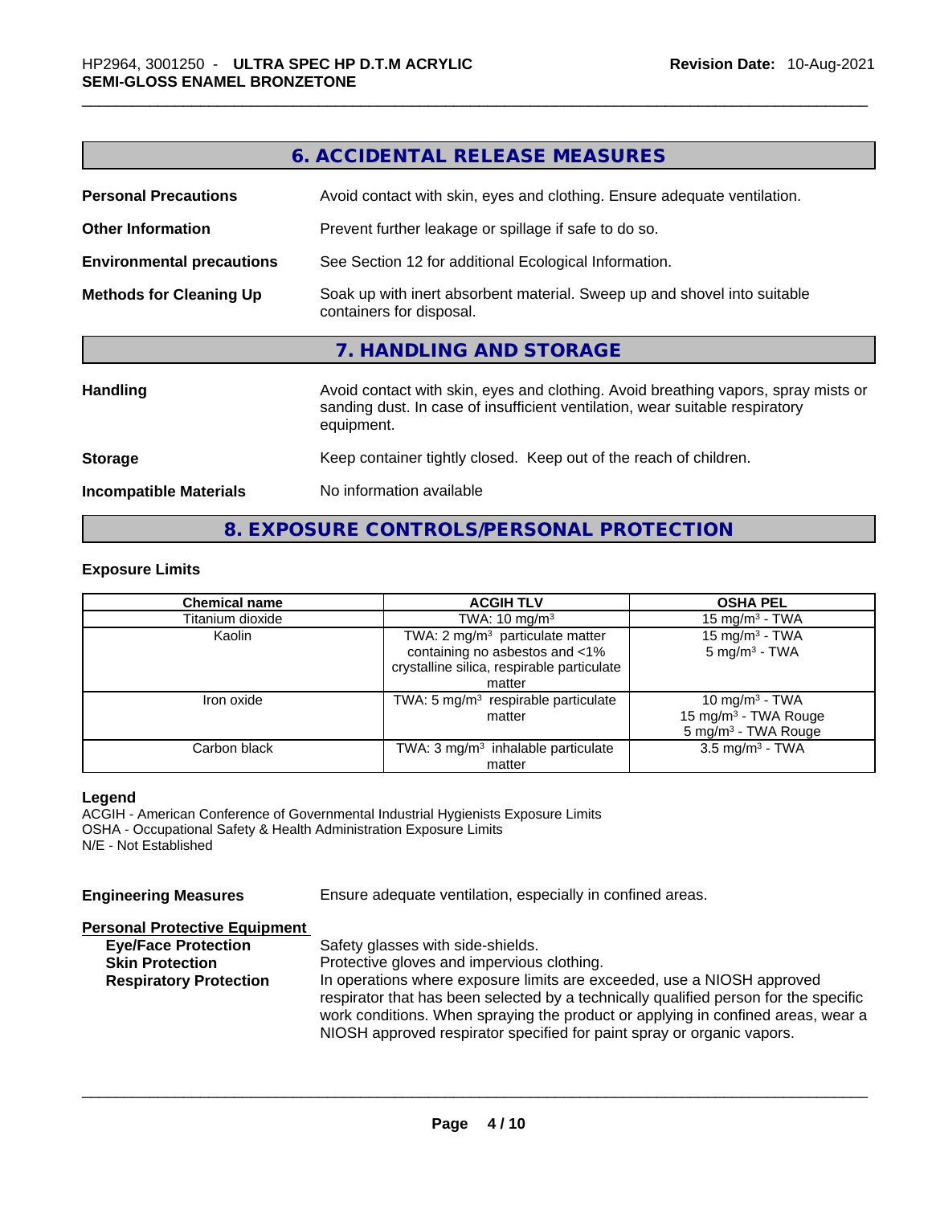## 6. ACCIDENTAL RELEASE MEASURES

**Personal Precautions** Avoid contact with skin, eyes and clothing. Ensure adequate ventilation.

**Other Information** Prevent further leakage or spillage if safe to do so.

**Environmental precautions** See Section 12 for additional Ecological Information.

**Methods for Cleaning Up** Soak up with inert absorbent material. Sweep up and shovel into suitable containers for disposal.

## 7. HANDLING AND STORAGE

**Handling** Avoid contact with skin, eyes and clothing. Avoid breathing vapors, spray mists or sanding dust. In case of insufficient ventilation, wear suitable respiratory equipment.

**Storage** Keep container tightly closed. Keep out of the reach of children.

**Incompatible Materials** No information available

## 8. EXPOSURE CONTROLS/PERSONAL PROTECTION

### Exposure Limits

| Chemical name | ACGIH TLV | OSHA PEL |
|---|---|---|
| Titanium dioxide | TWA: 10 mg/m³ | 15 mg/m³ - TWA |
| Kaolin | TWA: 2 mg/m³ particulate matter containing no asbestos and <1% crystalline silica, respirable particulate matter | 15 mg/m³ - TWA<br>5 mg/m³ - TWA |
| Iron oxide | TWA: 5 mg/m³ respirable particulate matter | 10 mg/m³ - TWA<br>15 mg/m³ - TWA Rouge<br>5 mg/m³ - TWA Rouge |
| Carbon black | TWA: 3 mg/m³ inhalable particulate matter | 3.5 mg/m³ - TWA |

**Legend**
ACGIH - American Conference of Governmental Industrial Hygienists Exposure Limits
OSHA - Occupational Safety & Health Administration Exposure Limits
N/E - Not Established

**Engineering Measures** Ensure adequate ventilation, especially in confined areas.

**Personal Protective Equipment**

**Eye/Face Protection** Safety glasses with side-shields.

**Skin Protection** Protective gloves and impervious clothing.

**Respiratory Protection** In operations where exposure limits are exceeded, use a NIOSH approved respirator that has been selected by a technically qualified person for the specific work conditions. When spraying the product or applying in confined areas, wear a NIOSH approved respirator specified for paint spray or organic vapors.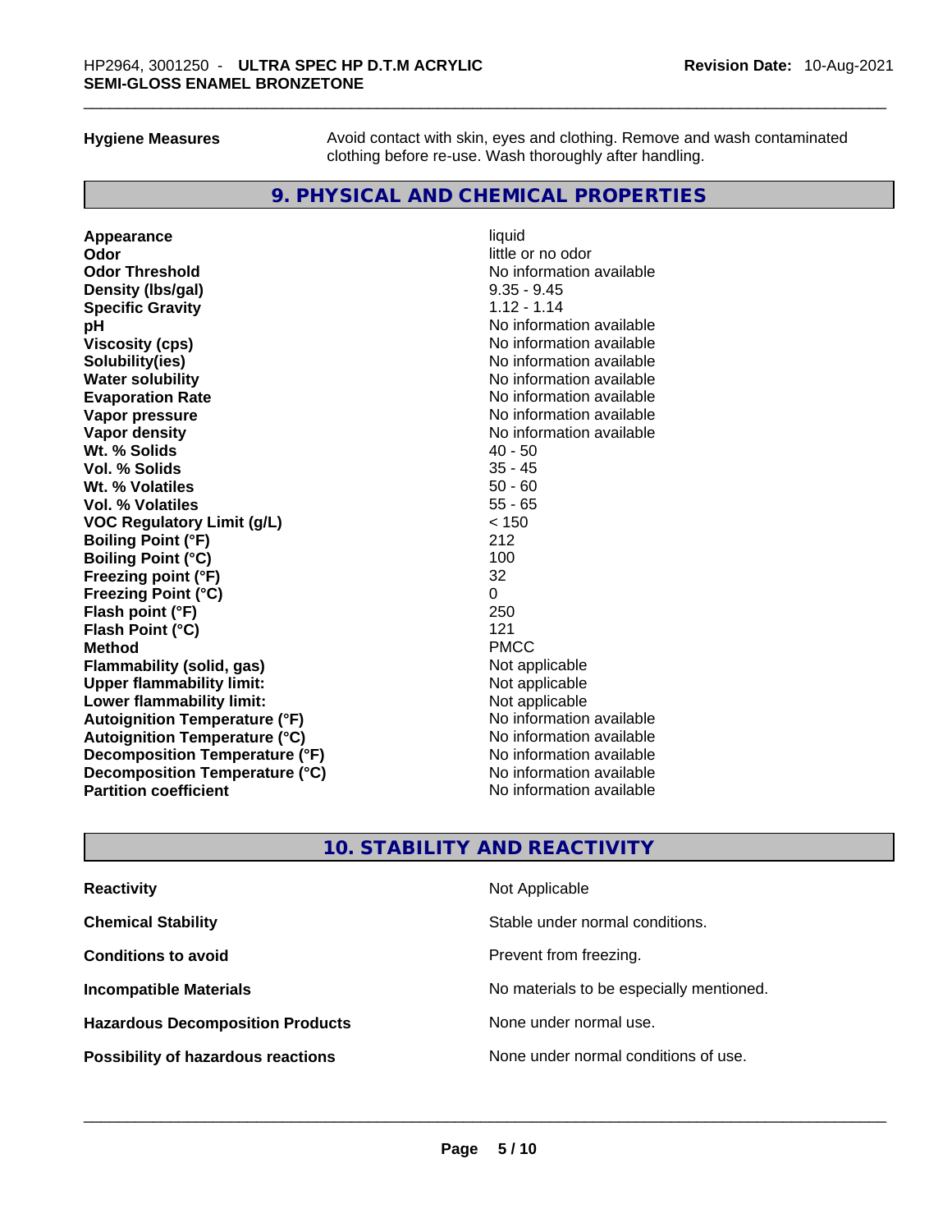**Hygiene Measures** Avoid contact with skin, eyes and clothing. Remove and wash contaminated clothing before re-use. Wash thoroughly after handling.

## 9. PHYSICAL AND CHEMICAL PROPERTIES

| Property | Value |
|---|---|
| **Appearance** | liquid |
| **Odor** | little or no odor |
| **Odor Threshold** | No information available |
| **Density (lbs/gal)** | 9.35 - 9.45 |
| **Specific Gravity** | 1.12 - 1.14 |
| **pH** | No information available |
| **Viscosity (cps)** | No information available |
| **Solubility(ies)** | No information available |
| **Water solubility** | No information available |
| **Evaporation Rate** | No information available |
| **Vapor pressure** | No information available |
| **Vapor density** | No information available |
| **Wt. % Solids** | 40 - 50 |
| **Vol. % Solids** | 35 - 45 |
| **Wt. % Volatiles** | 50 - 60 |
| **Vol. % Volatiles** | 55 - 65 |
| **VOC Regulatory Limit (g/L)** | < 150 |
| **Boiling Point (°F)** | 212 |
| **Boiling Point (°C)** | 100 |
| **Freezing point (°F)** | 32 |
| **Freezing Point (°C)** | 0 |
| **Flash point (°F)** | 250 |
| **Flash Point (°C)** | 121 |
| **Method** | PMCC |
| **Flammability (solid, gas)** | Not applicable |
| **Upper flammability limit:** | Not applicable |
| **Lower flammability limit:** | Not applicable |
| **Autoignition Temperature (°F)** | No information available |
| **Autoignition Temperature (°C)** | No information available |
| **Decomposition Temperature (°F)** | No information available |
| **Decomposition Temperature (°C)** | No information available |
| **Partition coefficient** | No information available |

## 10. STABILITY AND REACTIVITY

| Property | Value |
|---|---|
| **Reactivity** | Not Applicable |
| **Chemical Stability** | Stable under normal conditions. |
| **Conditions to avoid** | Prevent from freezing. |
| **Incompatible Materials** | No materials to be especially mentioned. |
| **Hazardous Decomposition Products** | None under normal use. |
| **Possibility of hazardous reactions** | None under normal conditions of use. |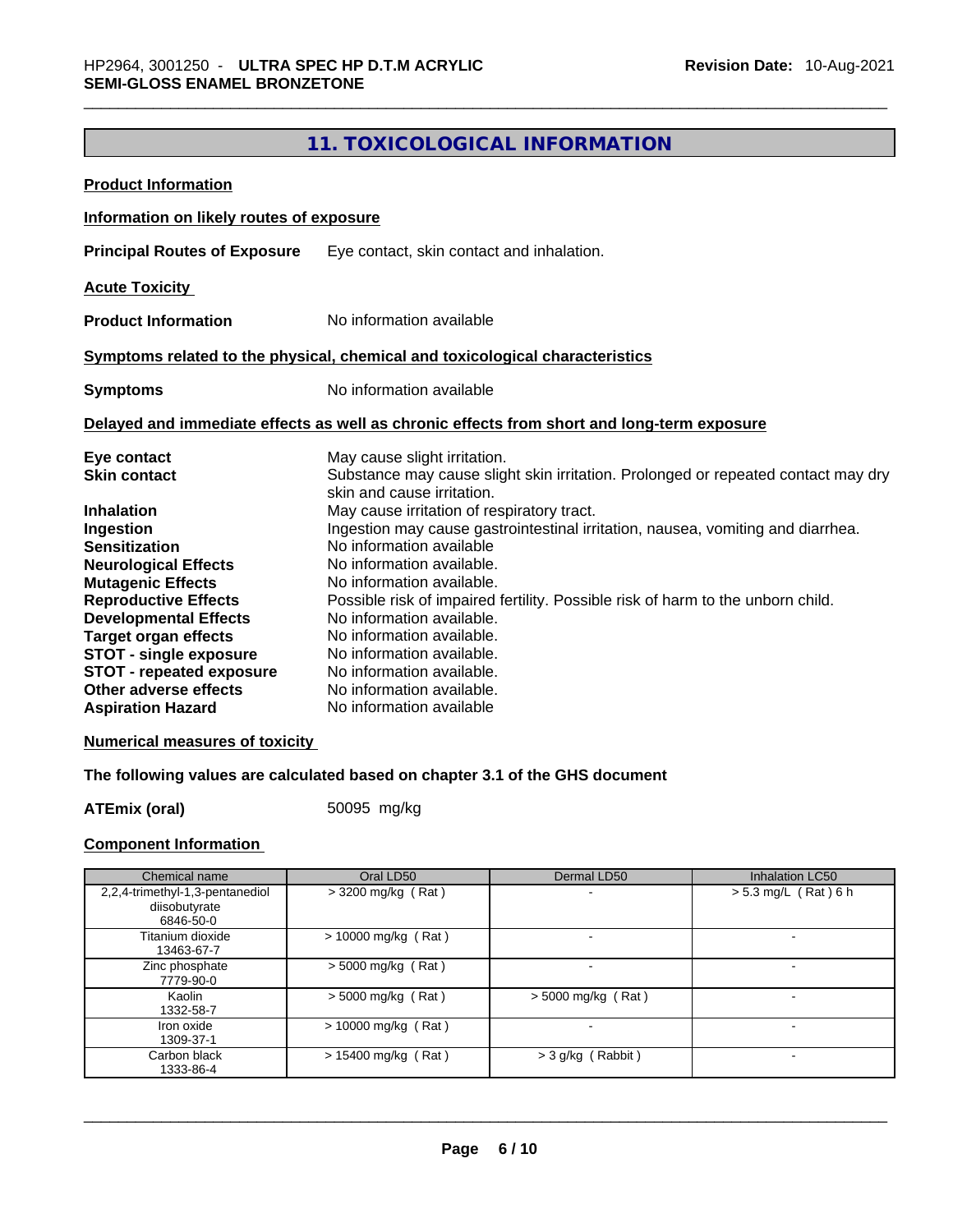## 11. TOXICOLOGICAL INFORMATION

**Product Information**

**Information on likely routes of exposure**

**Principal Routes of Exposure** Eye contact, skin contact and inhalation.

**Acute Toxicity**

**Product Information** No information available

**Symptoms related to the physical, chemical and toxicological characteristics**

**Symptoms** No information available

**Delayed and immediate effects as well as chronic effects from short and long-term exposure**

**Eye contact** May cause slight irritation.
**Skin contact** Substance may cause slight skin irritation. Prolonged or repeated contact may dry skin and cause irritation.
**Inhalation** May cause irritation of respiratory tract.
**Ingestion** Ingestion may cause gastrointestinal irritation, nausea, vomiting and diarrhea.
**Sensitization** No information available
**Neurological Effects** No information available.
**Mutagenic Effects** No information available.
**Reproductive Effects** Possible risk of impaired fertility. Possible risk of harm to the unborn child.
**Developmental Effects** No information available.
**Target organ effects** No information available.
**STOT - single exposure** No information available.
**STOT - repeated exposure** No information available.
**Other adverse effects** No information available.
**Aspiration Hazard** No information available

**Numerical measures of toxicity**

**The following values are calculated based on chapter 3.1 of the GHS document**

**ATEmix (oral)** 50095 mg/kg

**Component Information**

| Chemical name | Oral LD50 | Dermal LD50 | Inhalation LC50 |
|---|---|---|---|
| 2,2,4-trimethyl-1,3-pentanediol diisobutyrate 6846-50-0 | > 3200 mg/kg ( Rat ) | - | > 5.3 mg/L ( Rat ) 6 h |
| Titanium dioxide 13463-67-7 | > 10000 mg/kg ( Rat ) | - | - |
| Zinc phosphate 7779-90-0 | > 5000 mg/kg ( Rat ) | - | - |
| Kaolin 1332-58-7 | > 5000 mg/kg ( Rat ) | > 5000 mg/kg ( Rat ) | - |
| Iron oxide 1309-37-1 | > 10000 mg/kg ( Rat ) | - | - |
| Carbon black 1333-86-4 | > 15400 mg/kg ( Rat ) | > 3 g/kg ( Rabbit ) | - |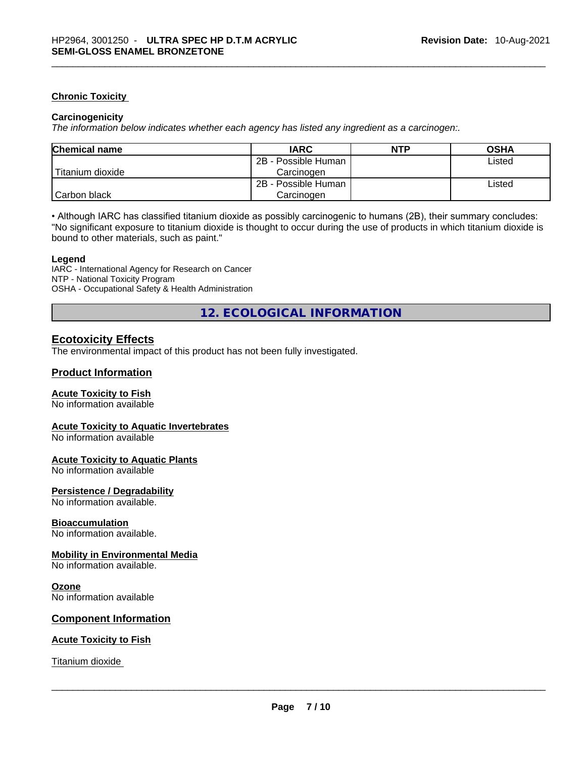### Chronic Toxicity

#### Carcinogenicity

*The information below indicates whether each agency has listed any ingredient as a carcinogen:.*

| Chemical name | IARC | NTP | OSHA |
|---|---|---|---|
| Titanium dioxide | 2B - Possible Human Carcinogen | | Listed |
| Carbon black | 2B - Possible Human Carcinogen | | Listed |

• Although IARC has classified titanium dioxide as possibly carcinogenic to humans (2B), their summary concludes: "No significant exposure to titanium dioxide is thought to occur during the use of products in which titanium dioxide is bound to other materials, such as paint."

#### Legend

IARC - International Agency for Research on Cancer
NTP - National Toxicity Program
OSHA - Occupational Safety & Health Administration

## 12. ECOLOGICAL INFORMATION

### Ecotoxicity Effects

The environmental impact of this product has not been fully investigated.

### Product Information

#### Acute Toxicity to Fish

No information available

#### Acute Toxicity to Aquatic Invertebrates

No information available

#### Acute Toxicity to Aquatic Plants

No information available

#### Persistence / Degradability

No information available.

#### Bioaccumulation

No information available.

#### Mobility in Environmental Media

No information available.

#### Ozone

No information available

### Component Information

#### Acute Toxicity to Fish

Titanium dioxide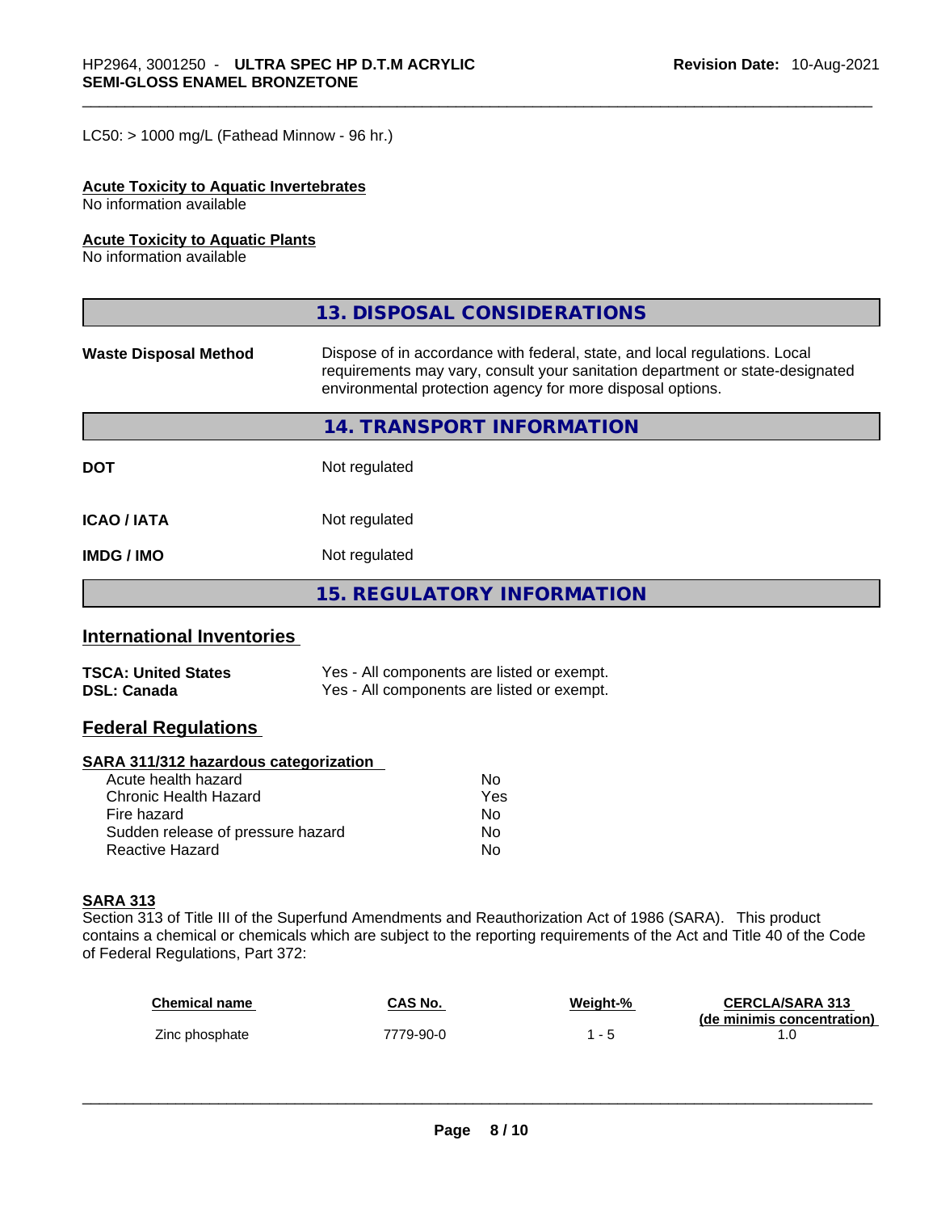LC50: > 1000 mg/L (Fathead Minnow - 96 hr.)

**Acute Toxicity to Aquatic Invertebrates**
No information available

**Acute Toxicity to Aquatic Plants**
No information available

## 13. DISPOSAL CONSIDERATIONS

**Waste Disposal Method** Dispose of in accordance with federal, state, and local regulations. Local requirements may vary, consult your sanitation department or state-designated environmental protection agency for more disposal options.

## 14. TRANSPORT INFORMATION

| | |
|---|---|
| **DOT** | Not regulated |
| **ICAO / IATA** | Not regulated |
| **IMDG / IMO** | Not regulated |

## 15. REGULATORY INFORMATION

### International Inventories

| | |
|---|---|
| **TSCA: United States** | Yes - All components are listed or exempt. |
| **DSL: Canada** | Yes - All components are listed or exempt. |

### Federal Regulations

**SARA 311/312 hazardous categorization**

| | |
|---|---|
| Acute health hazard | No |
| Chronic Health Hazard | Yes |
| Fire hazard | No |
| Sudden release of pressure hazard | No |
| Reactive Hazard | No |

**SARA 313**
Section 313 of Title III of the Superfund Amendments and Reauthorization Act of 1986 (SARA). This product contains a chemical or chemicals which are subject to the reporting requirements of the Act and Title 40 of the Code of Federal Regulations, Part 372:

| Chemical name | CAS No. | Weight-% | CERCLA/SARA 313 (de minimis concentration) |
|---|---|---|---|
| Zinc phosphate | 7779-90-0 | 1 - 5 | 1.0 |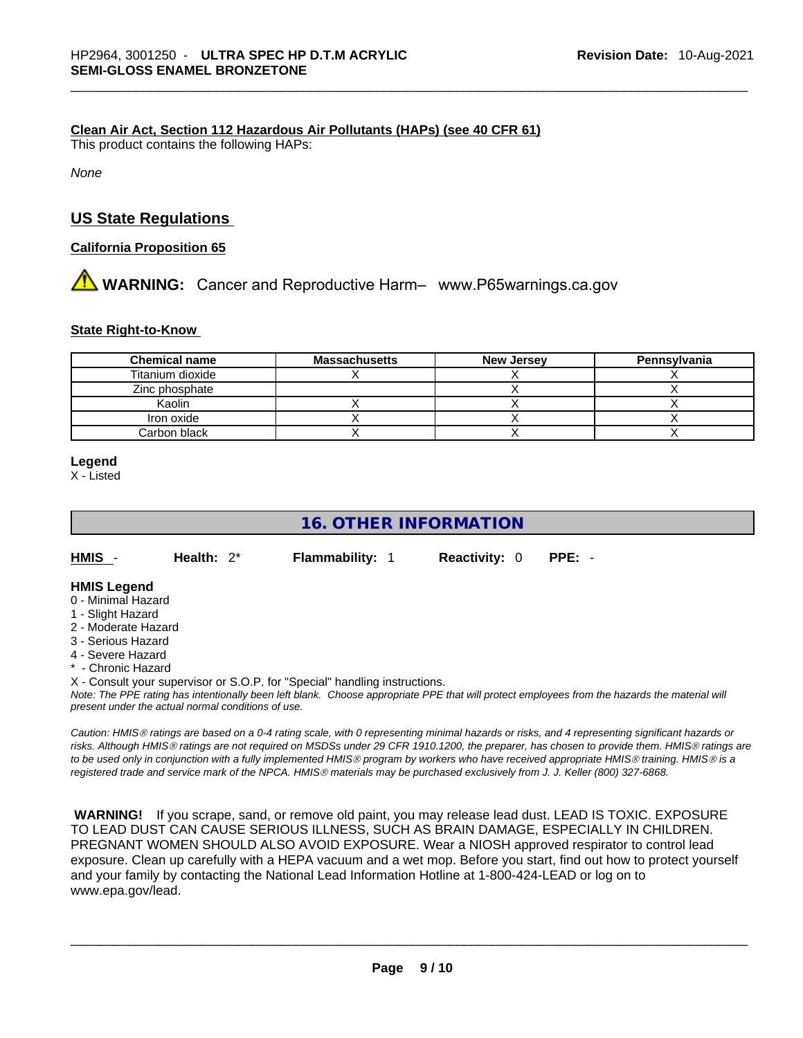**Clean Air Act, Section 112 Hazardous Air Pollutants (HAPs) (see 40 CFR 61)**

This product contains the following HAPs:

*None*

## US State Regulations

**California Proposition 65**

⚠ **WARNING:** Cancer and Reproductive Harm– www.P65warnings.ca.gov

**State Right-to-Know**

| Chemical name | Massachusetts | New Jersey | Pennsylvania |
|---|---|---|---|
| Titanium dioxide | X | X | X |
| Zinc phosphate | | X | X |
| Kaolin | X | X | X |
| Iron oxide | X | X | X |
| Carbon black | X | X | X |

**Legend**

X - Listed

## 16. OTHER INFORMATION

**HMIS** - **Health:** 2* **Flammability:** 1 **Reactivity:** 0 **PPE:** -

**HMIS Legend**

0 - Minimal Hazard
1 - Slight Hazard
2 - Moderate Hazard
3 - Serious Hazard
4 - Severe Hazard
* - Chronic Hazard
X - Consult your supervisor or S.O.P. for "Special" handling instructions.

*Note: The PPE rating has intentionally been left blank. Choose appropriate PPE that will protect employees from the hazards the material will present under the actual normal conditions of use.*

*Caution: HMIS® ratings are based on a 0-4 rating scale, with 0 representing minimal hazards or risks, and 4 representing significant hazards or risks. Although HMIS® ratings are not required on MSDSs under 29 CFR 1910.1200, the preparer, has chosen to provide them. HMIS® ratings are to be used only in conjunction with a fully implemented HMIS® program by workers who have received appropriate HMIS® training. HMIS® is a registered trade and service mark of the NPCA. HMIS® materials may be purchased exclusively from J. J. Keller (800) 327-6868.*

**WARNING!** If you scrape, sand, or remove old paint, you may release lead dust. LEAD IS TOXIC. EXPOSURE TO LEAD DUST CAN CAUSE SERIOUS ILLNESS, SUCH AS BRAIN DAMAGE, ESPECIALLY IN CHILDREN. PREGNANT WOMEN SHOULD ALSO AVOID EXPOSURE. Wear a NIOSH approved respirator to control lead exposure. Clean up carefully with a HEPA vacuum and a wet mop. Before you start, find out how to protect yourself and your family by contacting the National Lead Information Hotline at 1-800-424-LEAD or log on to www.epa.gov/lead.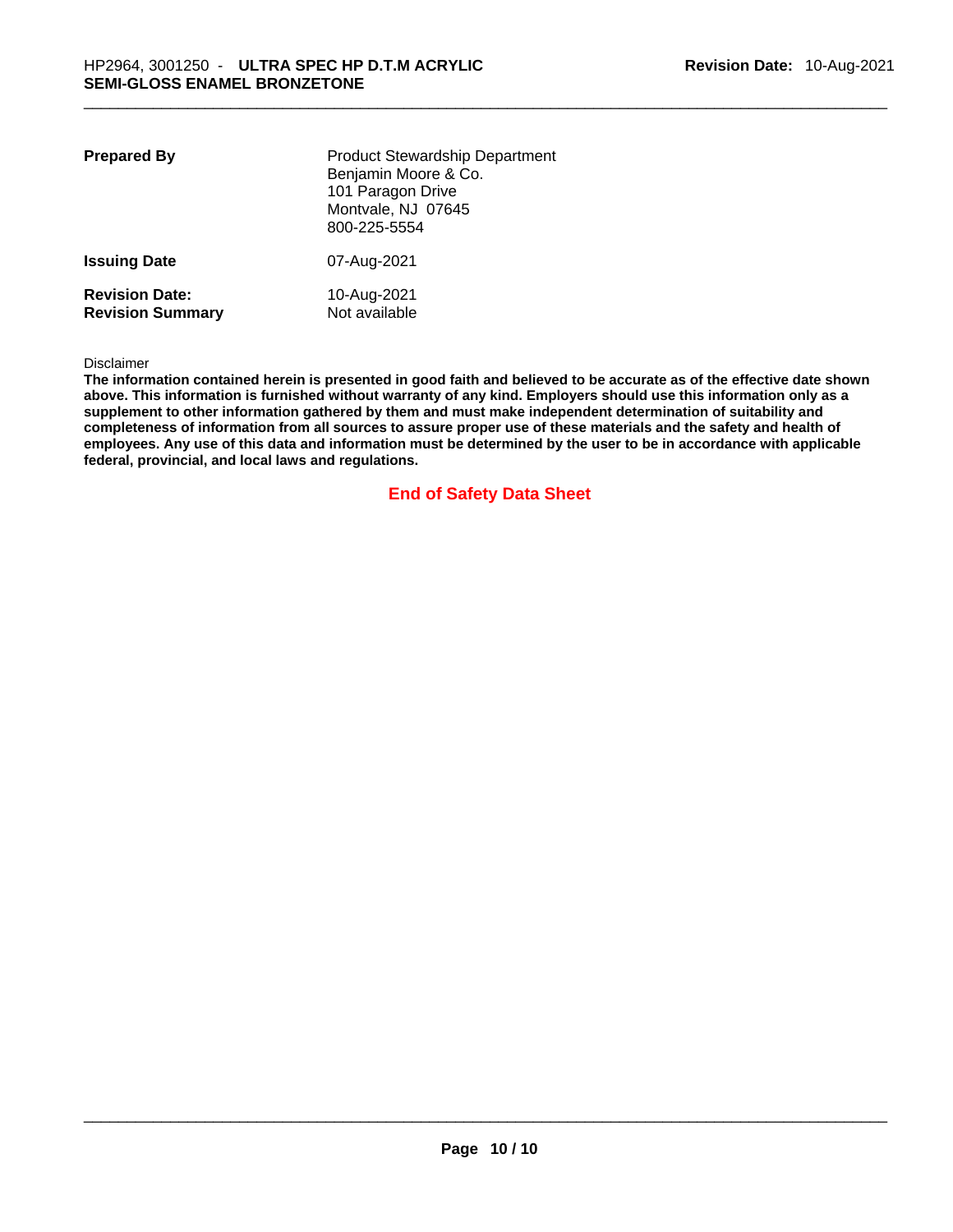| | |
|---|---|
| **Prepared By** | Product Stewardship Department<br>Benjamin Moore & Co.<br>101 Paragon Drive<br>Montvale, NJ 07645<br>800-225-5554 |
| **Issuing Date** | 07-Aug-2021 |
| **Revision Date:** | 10-Aug-2021 |
| **Revision Summary** | Not available |

Disclaimer

**The information contained herein is presented in good faith and believed to be accurate as of the effective date shown above. This information is furnished without warranty of any kind. Employers should use this information only as a supplement to other information gathered by them and must make independent determination of suitability and completeness of information from all sources to assure proper use of these materials and the safety and health of employees. Any use of this data and information must be determined by the user to be in accordance with applicable federal, provincial, and local laws and regulations.**

**End of Safety Data Sheet**